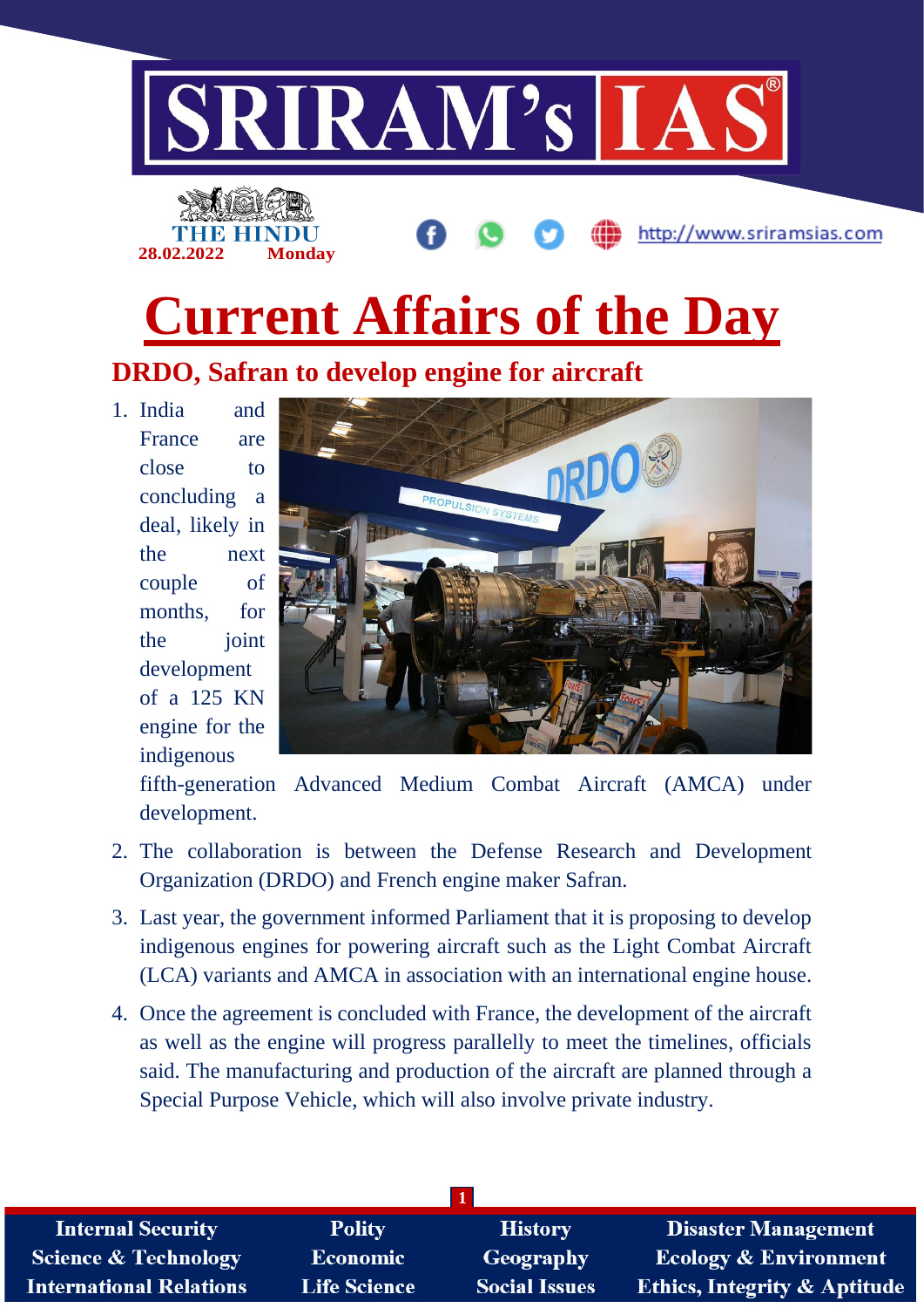# Current Affairs of the Day

28.02.2022 Monday

## DRDO, Safran to develop engine for aircraft

1. India and France are close to concluding a deal, likely in the next couple of months, for the joint development of a 125 KN engine for the indigenous fifth-generation Advanced Medium Combat Aircraft (AMCA) under development.
2. The collaboration is between the Defense Research and Development Organization (DRDO) and French engine maker Safran.
3. Last year, the government informed Parliament that it is proposing to develop indigenous engines for powering aircraft such as the Light Combat Aircraft (LCA) variants and AMCA in association with an international engine house.
4. Once the agreement is concluded with France, the development of the aircraft as well as the engine will progress parallelly to meet the timelines, officials said. The manufacturing and production of the aircraft are planned through a Special Purpose Vehicle, which will also involve private industry.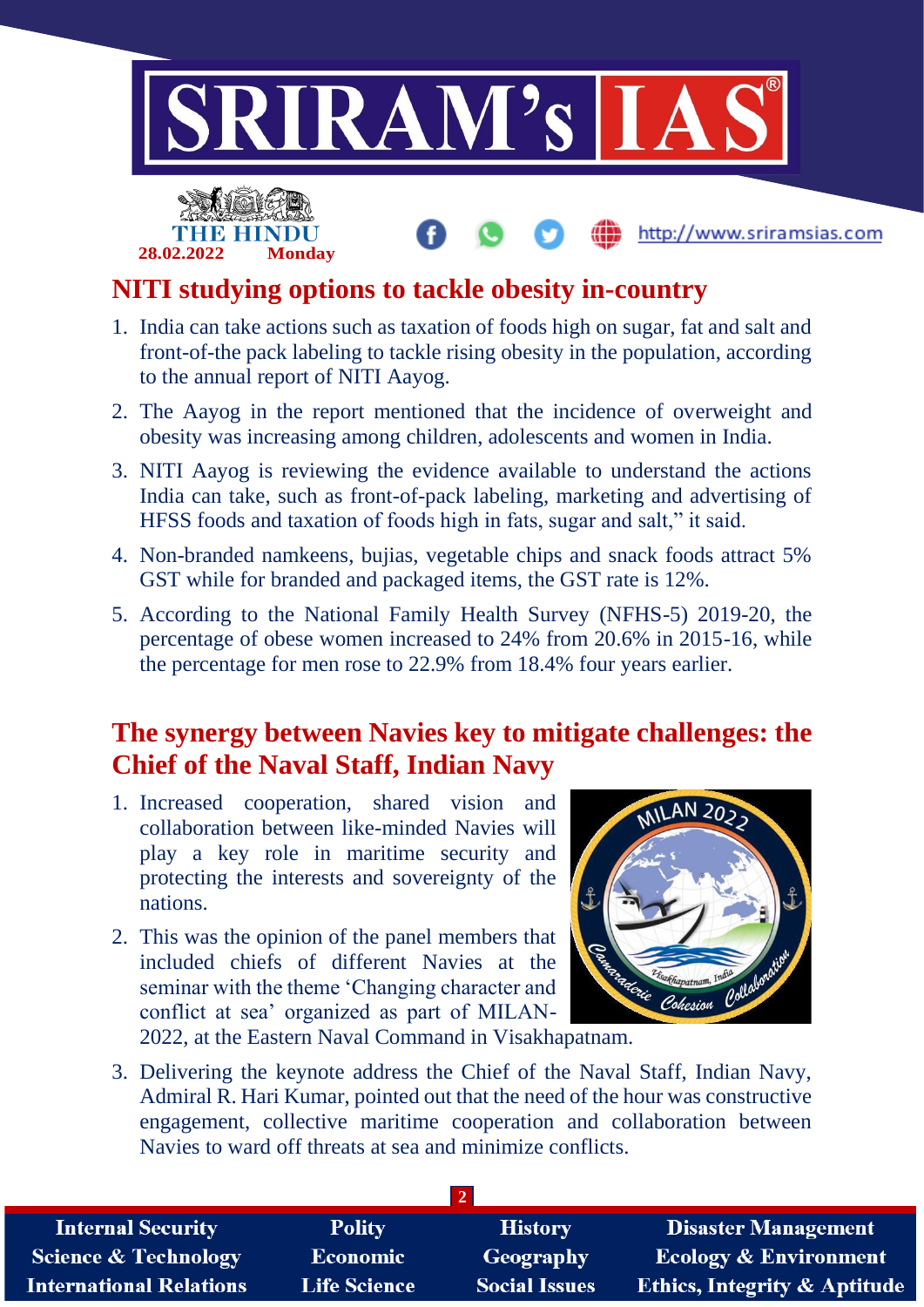## NITI studying options to tackle obesity in-country

1. India can take actions such as taxation of foods high on sugar, fat and salt and front-of-the pack labeling to tackle rising obesity in the population, according to the annual report of NITI Aayog.
2. The Aayog in the report mentioned that the incidence of overweight and obesity was increasing among children, adolescents and women in India.
3. NITI Aayog is reviewing the evidence available to understand the actions India can take, such as front-of-pack labeling, marketing and advertising of HFSS foods and taxation of foods high in fats, sugar and salt," it said.
4. Non-branded namkeens, bujias, vegetable chips and snack foods attract 5% GST while for branded and packaged items, the GST rate is 12%.
5. According to the National Family Health Survey (NFHS-5) 2019-20, the percentage of obese women increased to 24% from 20.6% in 2015-16, while the percentage for men rose to 22.9% from 18.4% four years earlier.

## The synergy between Navies key to mitigate challenges: the Chief of the Naval Staff, Indian Navy

1. Increased cooperation, shared vision and collaboration between like-minded Navies will play a key role in maritime security and protecting the interests and sovereignty of the nations.
2. This was the opinion of the panel members that included chiefs of different Navies at the seminar with the theme 'Changing character and conflict at sea' organized as part of MILAN-2022, at the Eastern Naval Command in Visakhapatnam.
3. Delivering the keynote address the Chief of the Naval Staff, Indian Navy, Admiral R. Hari Kumar, pointed out that the need of the hour was constructive engagement, collective maritime cooperation and collaboration between Navies to ward off threats at sea and minimize conflicts.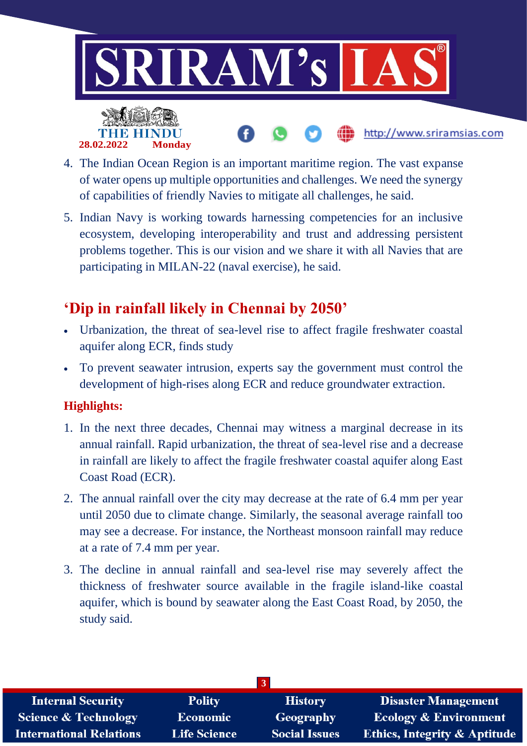4. The Indian Ocean Region is an important maritime region. The vast expanse of water opens up multiple opportunities and challenges. We need the synergy of capabilities of friendly Navies to mitigate all challenges, he said.
5. Indian Navy is working towards harnessing competencies for an inclusive ecosystem, developing interoperability and trust and addressing persistent problems together. This is our vision and we share it with all Navies that are participating in MILAN-22 (naval exercise), he said.

## ‘Dip in rainfall likely in Chennai by 2050’

- Urbanization, the threat of sea-level rise to affect fragile freshwater coastal aquifer along ECR, finds study
- To prevent seawater intrusion, experts say the government must control the development of high-rises along ECR and reduce groundwater extraction.

### Highlights:

1. In the next three decades, Chennai may witness a marginal decrease in its annual rainfall. Rapid urbanization, the threat of sea-level rise and a decrease in rainfall are likely to affect the fragile freshwater coastal aquifer along East Coast Road (ECR).
2. The annual rainfall over the city may decrease at the rate of 6.4 mm per year until 2050 due to climate change. Similarly, the seasonal average rainfall too may see a decrease. For instance, the Northeast monsoon rainfall may reduce at a rate of 7.4 mm per year.
3. The decline in annual rainfall and sea-level rise may severely affect the thickness of freshwater source available in the fragile island-like coastal aquifer, which is bound by seawater along the East Coast Road, by 2050, the study said.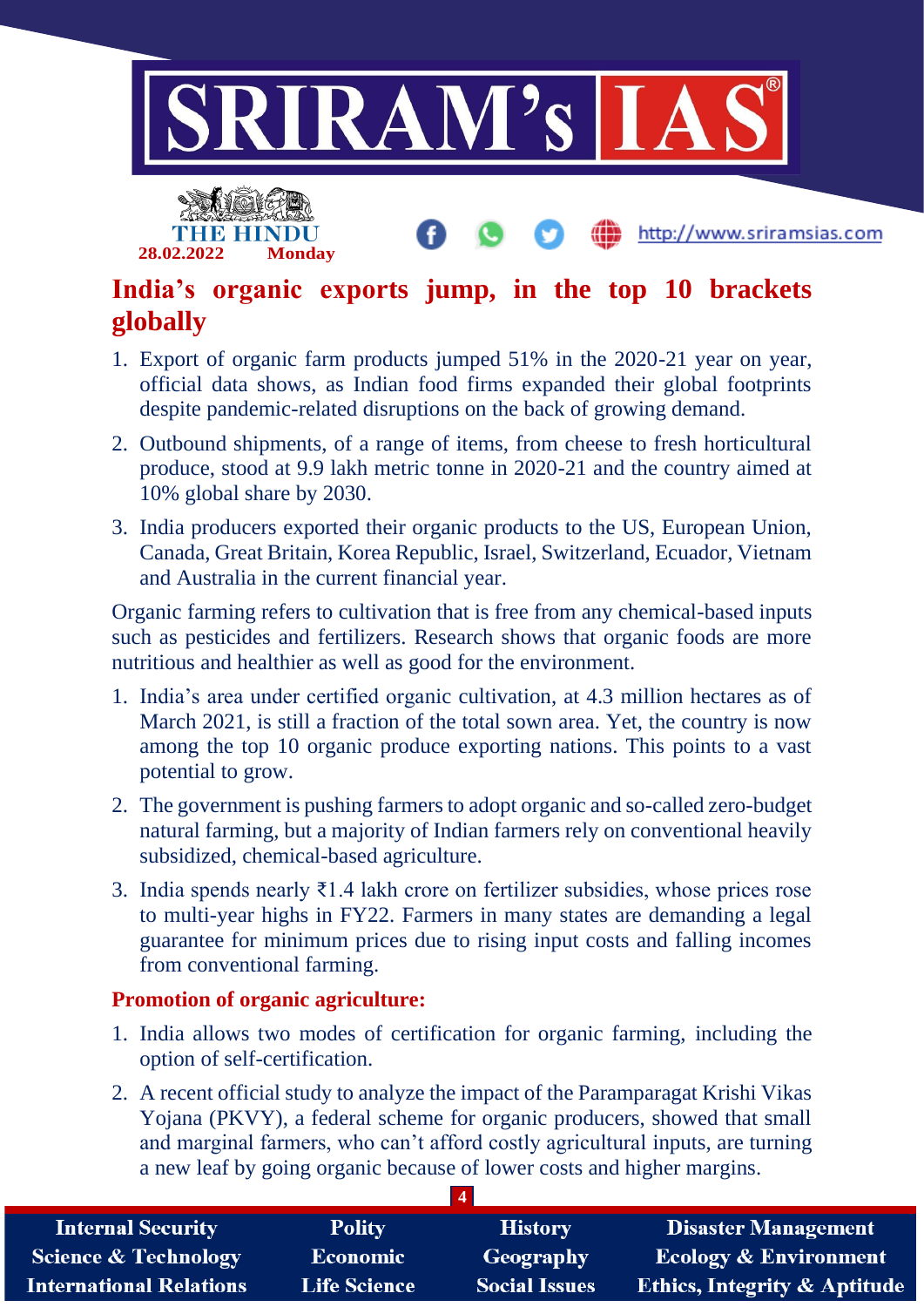# India's organic exports jump, in the top 10 brackets globally

1. Export of organic farm products jumped 51% in the 2020-21 year on year, official data shows, as Indian food firms expanded their global footprints despite pandemic-related disruptions on the back of growing demand.
2. Outbound shipments, of a range of items, from cheese to fresh horticultural produce, stood at 9.9 lakh metric tonne in 2020-21 and the country aimed at 10% global share by 2030.
3. India producers exported their organic products to the US, European Union, Canada, Great Britain, Korea Republic, Israel, Switzerland, Ecuador, Vietnam and Australia in the current financial year.

Organic farming refers to cultivation that is free from any chemical-based inputs such as pesticides and fertilizers. Research shows that organic foods are more nutritious and healthier as well as good for the environment.

1. India's area under certified organic cultivation, at 4.3 million hectares as of March 2021, is still a fraction of the total sown area. Yet, the country is now among the top 10 organic produce exporting nations. This points to a vast potential to grow.
2. The government is pushing farmers to adopt organic and so-called zero-budget natural farming, but a majority of Indian farmers rely on conventional heavily subsidized, chemical-based agriculture.
3. India spends nearly ₹1.4 lakh crore on fertilizer subsidies, whose prices rose to multi-year highs in FY22. Farmers in many states are demanding a legal guarantee for minimum prices due to rising input costs and falling incomes from conventional farming.

**Promotion of organic agriculture:**

1. India allows two modes of certification for organic farming, including the option of self-certification.
2. A recent official study to analyze the impact of the Paramparagat Krishi Vikas Yojana (PKVY), a federal scheme for organic producers, showed that small and marginal farmers, who can't afford costly agricultural inputs, are turning a new leaf by going organic because of lower costs and higher margins.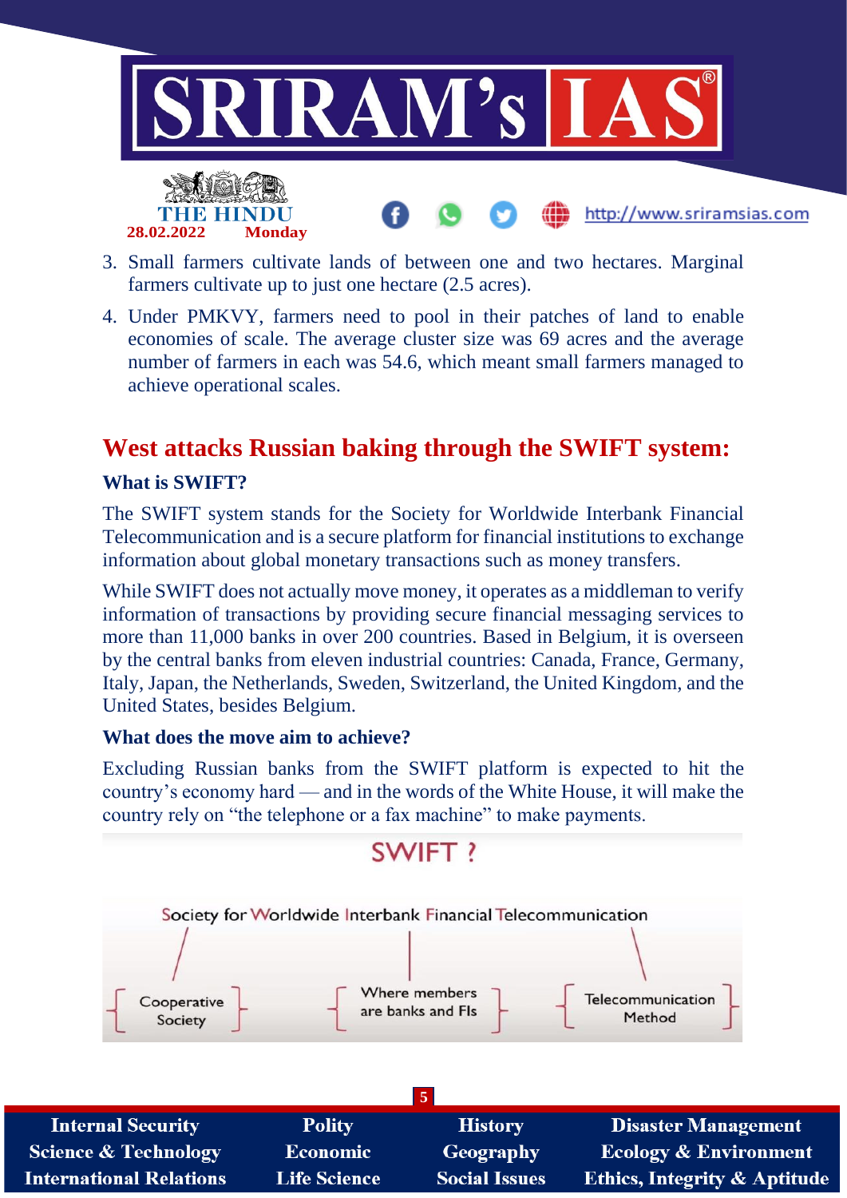3. Small farmers cultivate lands of between one and two hectares. Marginal farmers cultivate up to just one hectare (2.5 acres).
4. Under PMKVY, farmers need to pool in their patches of land to enable economies of scale. The average cluster size was 69 acres and the average number of farmers in each was 54.6, which meant small farmers managed to achieve operational scales.

## West attacks Russian baking through the SWIFT system:

### What is SWIFT?

The SWIFT system stands for the Society for Worldwide Interbank Financial Telecommunication and is a secure platform for financial institutions to exchange information about global monetary transactions such as money transfers.

While SWIFT does not actually move money, it operates as a middleman to verify information of transactions by providing secure financial messaging services to more than 11,000 banks in over 200 countries. Based in Belgium, it is overseen by the central banks from eleven industrial countries: Canada, France, Germany, Italy, Japan, the Netherlands, Sweden, Switzerland, the United Kingdom, and the United States, besides Belgium.

### What does the move aim to achieve?

Excluding Russian banks from the SWIFT platform is expected to hit the country's economy hard — and in the words of the White House, it will make the country rely on "the telephone or a fax machine" to make payments.

SWIFT ?

Society for Worldwide Interbank Financial Telecommunication

- Cooperative Society
- Where members are banks and FIs
- Telecommunication Method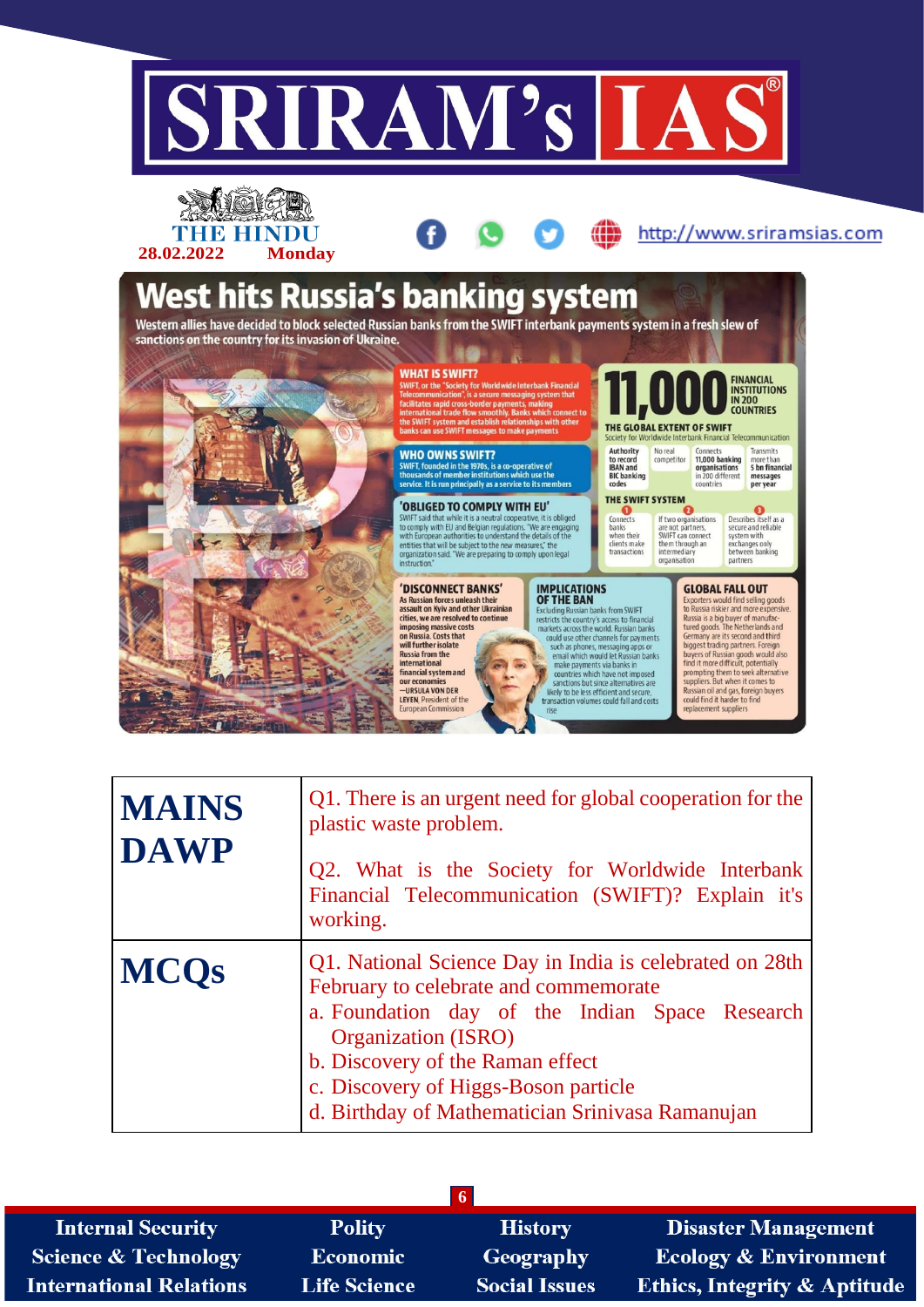THE HINDU
28.02.2022 Monday

# West hits Russia's banking system

Western allies have decided to block selected Russian banks from the SWIFT interbank payments system in a fresh slew of sanctions on the country for its invasion of Ukraine.

**WHAT IS SWIFT?**
SWIFT, or the "Society for Worldwide Interbank Financial Telecommunication", is a secure messaging system that facilitates rapid cross-border payments, making international trade flow smoothly. Banks which connect to the SWIFT system and establish relationships with other banks can use SWIFT messages to make payments

**11,000** FINANCIAL INSTITUTIONS IN 200 COUNTRIES

**THE GLOBAL EXTENT OF SWIFT**
Society for Worldwide Interbank Financial Telecommunication

- Authority to record IBAN and BIC banking codes
- No real competitor
- Connects 11,000 banking organisations in 200 different countries
- Transmits more than 5 bn financial messages per year

**WHO OWNS SWIFT?**
SWIFT, founded in the 1970s, is a co-operative of thousands of member institutions which use the service. It is run principally as a service to its members

**THE SWIFT SYSTEM**
1. Connects banks when their clients make transactions
2. If two organisations are not partners, SWIFT can connect them through an intermediary organisation
3. Describes itself as a secure and reliable system with exchanges only between banking partners

**'OBLIGED TO COMPLY WITH EU'**
SWIFT said that while it is a neutral cooperative, it is obliged to comply with EU and Belgian regulations. "We are engaging with European authorities to understand the details of the entities that will be subject to the new measures," the organisation said. "We are preparing to comply upon legal instruction."

**'DISCONNECT BANKS'**
As Russian forces unleash their assault on Kyiv and other Ukrainian cities, we are resolved to continue imposing massive costs on Russia. Costs that will further isolate Russia from the international financial system and our economies
—URSULA VON DER LEYEN, President of the European Commission

**IMPLICATIONS OF THE BAN**
Excluding Russian banks from SWIFT restricts the country's access to financial markets across the world. Russian banks could use other channels for payments such as phones, messaging apps or email which would let Russian banks make payments via banks in countries which have not imposed sanctions but since alternatives are likely to be less efficient and secure, transaction volumes could fall and costs rise

**GLOBAL FALL OUT**
Exporters would find selling goods to Russia riskier and more expensive. Russia is a big buyer of manufactured goods. The Netherlands and Germany are its second and third biggest trading partners. Foreign buyers of Russian goods would also find it more difficult, potentially prompting them to seek alternative suppliers. But when it comes to Russian oil and gas, foreign buyers could find it harder to find replacement suppliers

| | |
|---|---|
| **MAINS DAWP** | Q1. There is an urgent need for global cooperation for the plastic waste problem.<br><br>Q2. What is the Society for Worldwide Interbank Financial Telecommunication (SWIFT)? Explain it's working. |
| **MCQs** | Q1. National Science Day in India is celebrated on 28th February to celebrate and commemorate<br>a. Foundation day of the Indian Space Research Organization (ISRO)<br>b. Discovery of the Raman effect<br>c. Discovery of Higgs-Boson particle<br>d. Birthday of Mathematician Srinivasa Ramanujan |